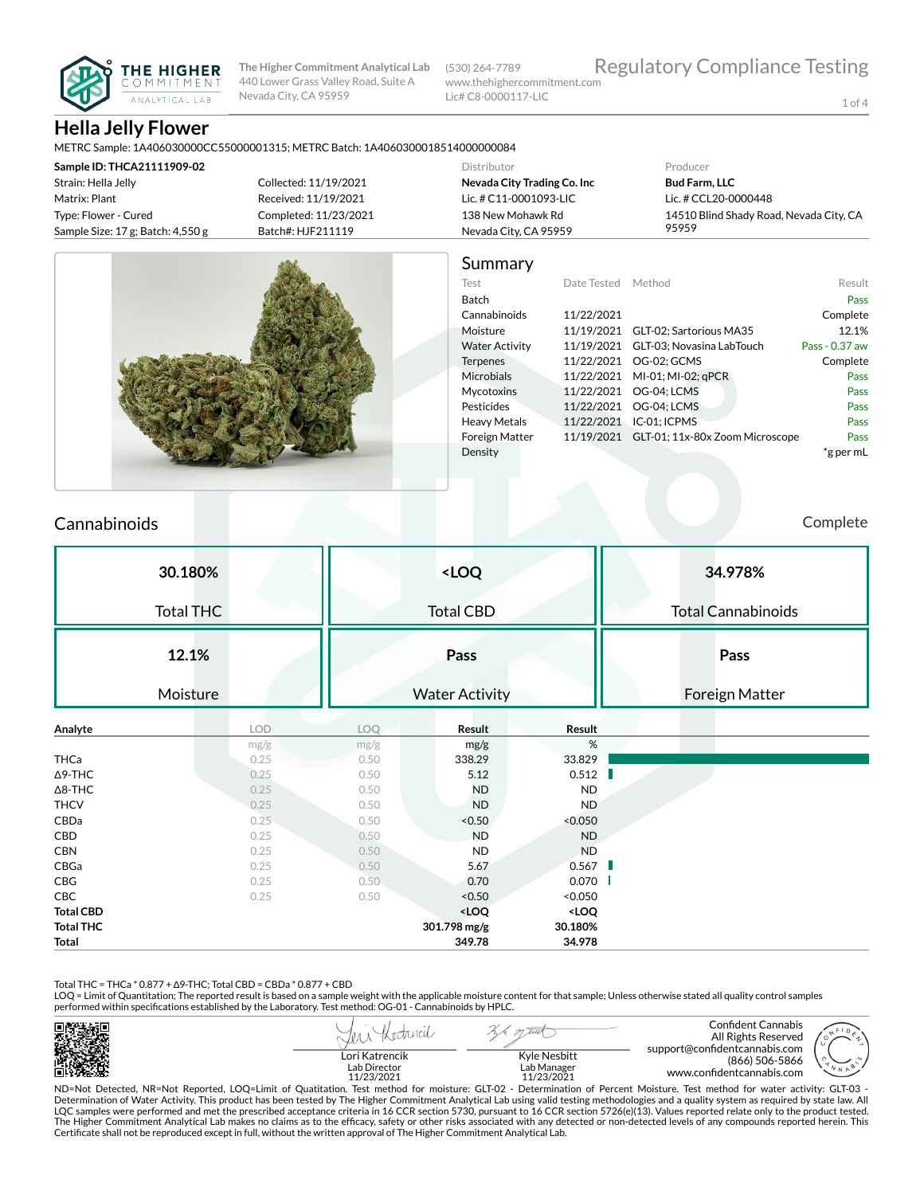**The Higher Commitment Analytical Lab**
440 Lower Grass Valley Road, Suite A
Nevada City, CA 95959

(530) 264-7789
www.thehighercommitment.com
Lic# C8-0000117-LIC

Regulatory Compliance Testing

# Hella Jelly Flower

METRC Sample: 1A406030000CC55000001315; METRC Batch: 1A4060300018514000000084

**Sample ID: THCA21111909-02**
Strain: Hella Jelly
Matrix: Plant
Type: Flower - Cured
Sample Size: 17 g; Batch: 4,550 g

Collected: 11/19/2021
Received: 11/19/2021
Completed: 11/23/2021
Batch#: HJF211119

Distributor
**Nevada City Trading Co. Inc**
Lic. # C11-0001093-LIC
138 New Mohawk Rd
Nevada City, CA 95959

Producer
**Bud Farm, LLC**
Lic. # CCL20-0000448
14510 Blind Shady Road, Nevada City, CA 95959

## Summary

| Test | Date Tested | Method | Result |
|---|---|---|---|
| Batch | | | Pass |
| Cannabinoids | 11/22/2021 | | Complete |
| Moisture | 11/19/2021 | GLT-02; Sartorious MA35 | 12.1% |
| Water Activity | 11/19/2021 | GLT-03; Novasina LabTouch | Pass - 0.37 aw |
| Terpenes | 11/22/2021 | OG-02; GCMS | Complete |
| Microbials | 11/22/2021 | MI-01; MI-02; qPCR | Pass |
| Mycotoxins | 11/22/2021 | OG-04; LCMS | Pass |
| Pesticides | 11/22/2021 | OG-04; LCMS | Pass |
| Heavy Metals | 11/22/2021 | IC-01; ICPMS | Pass |
| Foreign Matter | 11/19/2021 | GLT-01; 11x-80x Zoom Microscope | Pass |
| Density | | | *g per mL |

## Cannabinoids

Complete

| 30.180% | <LOQ | 34.978% |
|---|---|---|
| Total THC | Total CBD | Total Cannabinoids |
| **12.1%** | **Pass** | **Pass** |
| Moisture | Water Activity | Foreign Matter |

| Analyte | LOD | LOQ | Result | Result |
|---|---|---|---|---|
| | mg/g | mg/g | mg/g | % |
| THCa | 0.25 | 0.50 | 338.29 | 33.829 |
| Δ9-THC | 0.25 | 0.50 | 5.12 | 0.512 |
| Δ8-THC | 0.25 | 0.50 | ND | ND |
| THCV | 0.25 | 0.50 | ND | ND |
| CBDa | 0.25 | 0.50 | <0.50 | <0.050 |
| CBD | 0.25 | 0.50 | ND | ND |
| CBN | 0.25 | 0.50 | ND | ND |
| CBGa | 0.25 | 0.50 | 5.67 | 0.567 |
| CBG | 0.25 | 0.50 | 0.70 | 0.070 |
| CBC | 0.25 | 0.50 | <0.50 | <0.050 |
| **Total CBD** | | | **<LOQ** | **<LOQ** |
| **Total THC** | | | **301.798 mg/g** | **30.180%** |
| **Total** | | | **349.78** | **34.978** |

Total THC = THCa * 0.877 + Δ9-THC; Total CBD = CBDa * 0.877 + CBD
LOQ = Limit of Quantitation; The reported result is based on a sample weight with the applicable moisture content for that sample; Unless otherwise stated all quality control samples performed within specifications established by the Laboratory. Test method: OG-01 - Cannabinoids by HPLC.

Lori Katrencik
Lab Director
11/23/2021

Kyle Nesbitt
Lab Manager
11/23/2021

Confident Cannabis
All Rights Reserved
support@confidentcannabis.com
(866) 506-5866
www.confidentcannabis.com

ND=Not Detected, NR=Not Reported, LOQ=Limit of Quatitation. Test method for moisture: GLT-02 - Determination of Percent Moisture. Test method for water activity: GLT-03 - Determination of Water Activity. This product has been tested by The Higher Commitment Analytical Lab using valid testing methodologies and a quality system as required by state law. All LQC samples were performed and met the prescribed acceptance criteria in 16 CCR section 5730, pursuant to 16 CCR section 5726(e)(13). Values reported relate only to the product tested. The Higher Commitment Analytical Lab makes no claims as to the efficacy, safety or other risks associated with any detected or non-detected levels of any compounds reported herein. This Certificate shall not be reproduced except in full, without the written approval of The Higher Commitment Analytical Lab.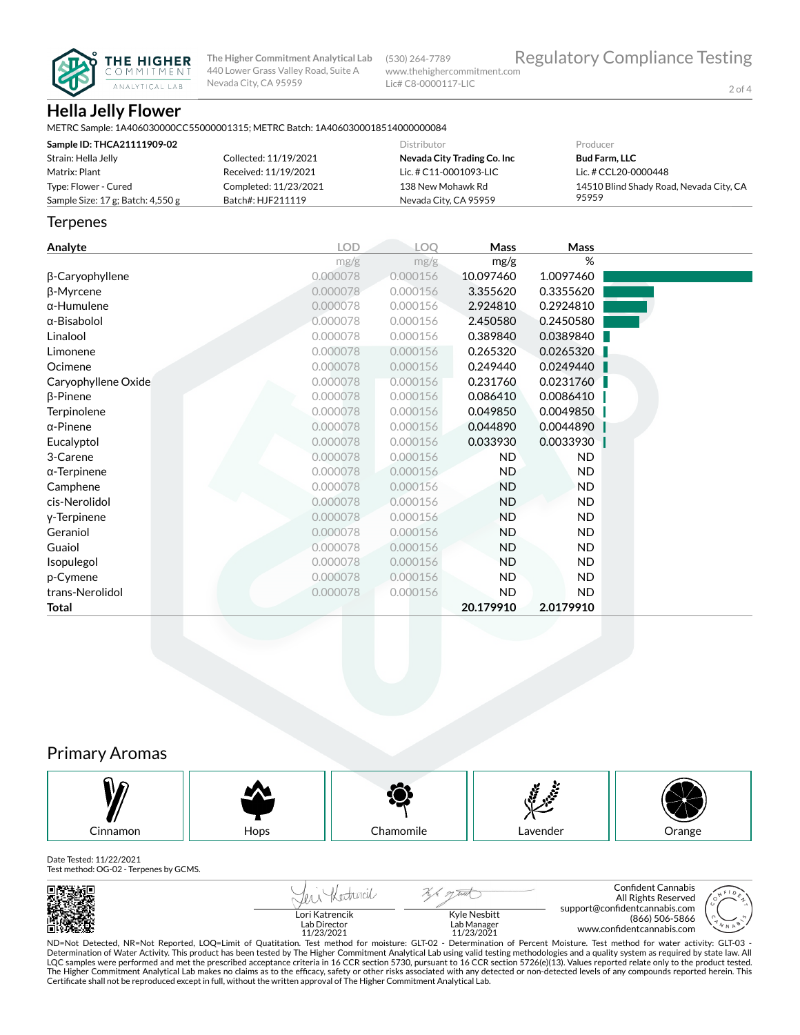The Higher Commitment Analytical Lab
440 Lower Grass Valley Road, Suite A
Nevada City, CA 95959

(530) 264-7789
www.thehighercommitment.com
Lic# C8-0000117-LIC

Regulatory Compliance Testing

# Hella Jelly Flower

METRC Sample: 1A406030000CC55000001315; METRC Batch: 1A4060300018514000000084

| Sample ID: THCA21111909-02 | | Distributor | Producer |
|---|---|---|---|
| Strain: Hella Jelly | Collected: 11/19/2021 | **Nevada City Trading Co. Inc** | **Bud Farm, LLC** |
| Matrix: Plant | Received: 11/19/2021 | Lic. # C11-0001093-LIC | Lic. # CCL20-0000448 |
| Type: Flower - Cured | Completed: 11/23/2021 | 138 New Mohawk Rd | 14510 Blind Shady Road, Nevada City, CA 95959 |
| Sample Size: 17 g; Batch: 4,550 g | Batch#: HJF211119 | Nevada City, CA 95959 | |

## Terpenes

| Analyte | LOD | LOQ | Mass | Mass |
|---|---|---|---|---|
| | mg/g | mg/g | mg/g | % |
| β-Caryophyllene | 0.000078 | 0.000156 | 10.097460 | 1.0097460 |
| β-Myrcene | 0.000078 | 0.000156 | 3.355620 | 0.3355620 |
| α-Humulene | 0.000078 | 0.000156 | 2.924810 | 0.2924810 |
| α-Bisabolol | 0.000078 | 0.000156 | 2.450580 | 0.2450580 |
| Linalool | 0.000078 | 0.000156 | 0.389840 | 0.0389840 |
| Limonene | 0.000078 | 0.000156 | 0.265320 | 0.0265320 |
| Ocimene | 0.000078 | 0.000156 | 0.249440 | 0.0249440 |
| Caryophyllene Oxide | 0.000078 | 0.000156 | 0.231760 | 0.0231760 |
| β-Pinene | 0.000078 | 0.000156 | 0.086410 | 0.0086410 |
| Terpinolene | 0.000078 | 0.000156 | 0.049850 | 0.0049850 |
| α-Pinene | 0.000078 | 0.000156 | 0.044890 | 0.0044890 |
| Eucalyptol | 0.000078 | 0.000156 | 0.033930 | 0.0033930 |
| 3-Carene | 0.000078 | 0.000156 | ND | ND |
| α-Terpinene | 0.000078 | 0.000156 | ND | ND |
| Camphene | 0.000078 | 0.000156 | ND | ND |
| cis-Nerolidol | 0.000078 | 0.000156 | ND | ND |
| γ-Terpinene | 0.000078 | 0.000156 | ND | ND |
| Geraniol | 0.000078 | 0.000156 | ND | ND |
| Guaiol | 0.000078 | 0.000156 | ND | ND |
| Isopulegol | 0.000078 | 0.000156 | ND | ND |
| p-Cymene | 0.000078 | 0.000156 | ND | ND |
| trans-Nerolidol | 0.000078 | 0.000156 | ND | ND |
| **Total** | | | **20.179910** | **2.0179910** |

## Primary Aromas

Cinnamon | Hops | Chamomile | Lavender | Orange

Date Tested: 11/22/2021
Test method: OG-02 - Terpenes by GCMS.

Lori Katrencik
Lab Director
11/23/2021

Kyle Nesbitt
Lab Manager
11/23/2021

Confident Cannabis
All Rights Reserved
support@confidentcannabis.com
(866) 506-5866
www.confidentcannabis.com

ND=Not Detected, NR=Not Reported, LOQ=Limit of Quatitation. Test method for moisture: GLT-02 - Determination of Percent Moisture. Test method for water activity: GLT-03 - Determination of Water Activity. This product has been tested by The Higher Commitment Analytical Lab using valid testing methodologies and a quality system as required by state law. All LQC samples were performed and met the prescribed acceptance criteria in 16 CCR section 5730, pursuant to 16 CCR section 5726(e)(13). Values reported relate only to the product tested. The Higher Commitment Analytical Lab makes no claims as to the efficacy, safety or other risks associated with any detected or non-detected levels of any compounds reported herein. This Certificate shall not be reproduced except in full, without the written approval of The Higher Commitment Analytical Lab.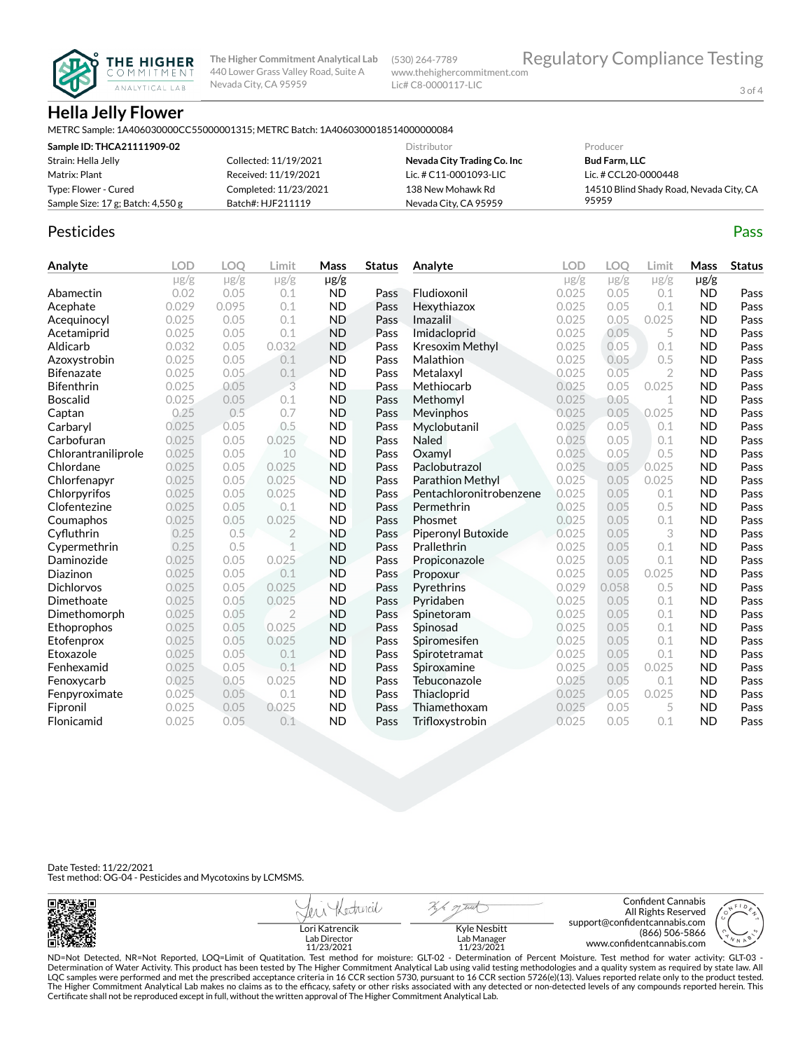The Higher Commitment Analytical Lab
440 Lower Grass Valley Road, Suite A
Nevada City, CA 95959

(530) 264-7789
www.thehighercommitment.com
Lic# C8-0000117-LIC

Regulatory Compliance Testing

# Hella Jelly Flower

METRC Sample: 1A406030000CC55000001315; METRC Batch: 1A4060300018514000000084

| Sample ID: THCA21111909-02 | | Distributor | Producer |
|---|---|---|---|
| Strain: Hella Jelly | Collected: 11/19/2021 | Nevada City Trading Co. Inc | Bud Farm, LLC |
| Matrix: Plant | Received: 11/19/2021 | Lic. # C11-0001093-LIC | Lic. # CCL20-0000448 |
| Type: Flower - Cured | Completed: 11/23/2021 | 138 New Mohawk Rd | 14510 Blind Shady Road, Nevada City, CA 95959 |
| Sample Size: 17 g; Batch: 4,550 g | Batch#: HJF211119 | Nevada City, CA 95959 | |

## Pesticides

**Pass**

| Analyte | LOD μg/g | LOQ μg/g | Limit μg/g | Mass μg/g | Status |
|---|---|---|---|---|---|
| Abamectin | 0.02 | 0.05 | 0.1 | ND | Pass |
| Acephate | 0.029 | 0.095 | 0.1 | ND | Pass |
| Acequinocyl | 0.025 | 0.05 | 0.1 | ND | Pass |
| Acetamiprid | 0.025 | 0.05 | 0.1 | ND | Pass |
| Aldicarb | 0.032 | 0.05 | 0.032 | ND | Pass |
| Azoxystrobin | 0.025 | 0.05 | 0.1 | ND | Pass |
| Bifenazate | 0.025 | 0.05 | 0.1 | ND | Pass |
| Bifenthrin | 0.025 | 0.05 | 3 | ND | Pass |
| Boscalid | 0.025 | 0.05 | 0.1 | ND | Pass |
| Captan | 0.25 | 0.5 | 0.7 | ND | Pass |
| Carbaryl | 0.025 | 0.05 | 0.5 | ND | Pass |
| Carbofuran | 0.025 | 0.05 | 0.025 | ND | Pass |
| Chlorantraniliprole | 0.025 | 0.05 | 10 | ND | Pass |
| Chlordane | 0.025 | 0.05 | 0.025 | ND | Pass |
| Chlorfenapyr | 0.025 | 0.05 | 0.025 | ND | Pass |
| Chlorpyrifos | 0.025 | 0.05 | 0.025 | ND | Pass |
| Clofentezine | 0.025 | 0.05 | 0.1 | ND | Pass |
| Coumaphos | 0.025 | 0.05 | 0.025 | ND | Pass |
| Cyfluthrin | 0.25 | 0.5 | 2 | ND | Pass |
| Cypermethrin | 0.25 | 0.5 | 1 | ND | Pass |
| Daminozide | 0.025 | 0.05 | 0.025 | ND | Pass |
| Diazinon | 0.025 | 0.05 | 0.1 | ND | Pass |
| Dichlorvos | 0.025 | 0.05 | 0.025 | ND | Pass |
| Dimethoate | 0.025 | 0.05 | 0.025 | ND | Pass |
| Dimethomorph | 0.025 | 0.05 | 2 | ND | Pass |
| Ethoprophos | 0.025 | 0.05 | 0.025 | ND | Pass |
| Etofenprox | 0.025 | 0.05 | 0.025 | ND | Pass |
| Etoxazole | 0.025 | 0.05 | 0.1 | ND | Pass |
| Fenhexamid | 0.025 | 0.05 | 0.1 | ND | Pass |
| Fenoxycarb | 0.025 | 0.05 | 0.025 | ND | Pass |
| Fenpyroximate | 0.025 | 0.05 | 0.1 | ND | Pass |
| Fipronil | 0.025 | 0.05 | 0.025 | ND | Pass |
| Flonicamid | 0.025 | 0.05 | 0.1 | ND | Pass |
| Fludioxonil | 0.025 | 0.05 | 0.1 | ND | Pass |
| Hexythiazox | 0.025 | 0.05 | 0.1 | ND | Pass |
| Imazalil | 0.025 | 0.05 | 0.025 | ND | Pass |
| Imidacloprid | 0.025 | 0.05 | 5 | ND | Pass |
| Kresoxim Methyl | 0.025 | 0.05 | 0.1 | ND | Pass |
| Malathion | 0.025 | 0.05 | 0.5 | ND | Pass |
| Metalaxyl | 0.025 | 0.05 | 2 | ND | Pass |
| Methiocarb | 0.025 | 0.05 | 0.025 | ND | Pass |
| Methomyl | 0.025 | 0.05 | 1 | ND | Pass |
| Mevinphos | 0.025 | 0.05 | 0.025 | ND | Pass |
| Myclobutanil | 0.025 | 0.05 | 0.1 | ND | Pass |
| Naled | 0.025 | 0.05 | 0.1 | ND | Pass |
| Oxamyl | 0.025 | 0.05 | 0.5 | ND | Pass |
| Paclobutrazol | 0.025 | 0.05 | 0.025 | ND | Pass |
| Parathion Methyl | 0.025 | 0.05 | 0.025 | ND | Pass |
| Pentachloronitrobenzene | 0.025 | 0.05 | 0.1 | ND | Pass |
| Permethrin | 0.025 | 0.05 | 0.5 | ND | Pass |
| Phosmet | 0.025 | 0.05 | 0.1 | ND | Pass |
| Piperonyl Butoxide | 0.025 | 0.05 | 3 | ND | Pass |
| Prallethrin | 0.025 | 0.05 | 0.1 | ND | Pass |
| Propiconazole | 0.025 | 0.05 | 0.1 | ND | Pass |
| Propoxur | 0.025 | 0.05 | 0.025 | ND | Pass |
| Pyrethrins | 0.029 | 0.058 | 0.5 | ND | Pass |
| Pyridaben | 0.025 | 0.05 | 0.1 | ND | Pass |
| Spinetoram | 0.025 | 0.05 | 0.1 | ND | Pass |
| Spinosad | 0.025 | 0.05 | 0.1 | ND | Pass |
| Spiromesifen | 0.025 | 0.05 | 0.1 | ND | Pass |
| Spirotetramat | 0.025 | 0.05 | 0.1 | ND | Pass |
| Spiroxamine | 0.025 | 0.05 | 0.025 | ND | Pass |
| Tebuconazole | 0.025 | 0.05 | 0.1 | ND | Pass |
| Thiacloprid | 0.025 | 0.05 | 0.025 | ND | Pass |
| Thiamethoxam | 0.025 | 0.05 | 5 | ND | Pass |
| Trifloxystrobin | 0.025 | 0.05 | 0.1 | ND | Pass |

Date Tested: 11/22/2021
Test method: OG-04 - Pesticides and Mycotoxins by LCMSMS.

Lori Katrencik
Lab Director
11/23/2021

Kyle Nesbitt
Lab Manager
11/23/2021

Confident Cannabis
All Rights Reserved
support@confidentcannabis.com
(866) 506-5866
www.confidentcannabis.com

ND=Not Detected, NR=Not Reported, LOQ=Limit of Quatitation. Test method for moisture: GLT-02 - Determination of Percent Moisture. Test method for water activity: GLT-03 - Determination of Water Activity. This product has been tested by The Higher Commitment Analytical Lab using valid testing methodologies and a quality system as required by state law. All LQC samples were performed and met the prescribed acceptance criteria in 16 CCR section 5730, pursuant to 16 CCR section 5726(e)(13). Values reported relate only to the product tested. The Higher Commitment Analytical Lab makes no claims as to the efficacy, safety or other risks associated with any detected or non-detected levels of any compounds reported herein. This Certificate shall not be reproduced except in full, without the written approval of The Higher Commitment Analytical Lab.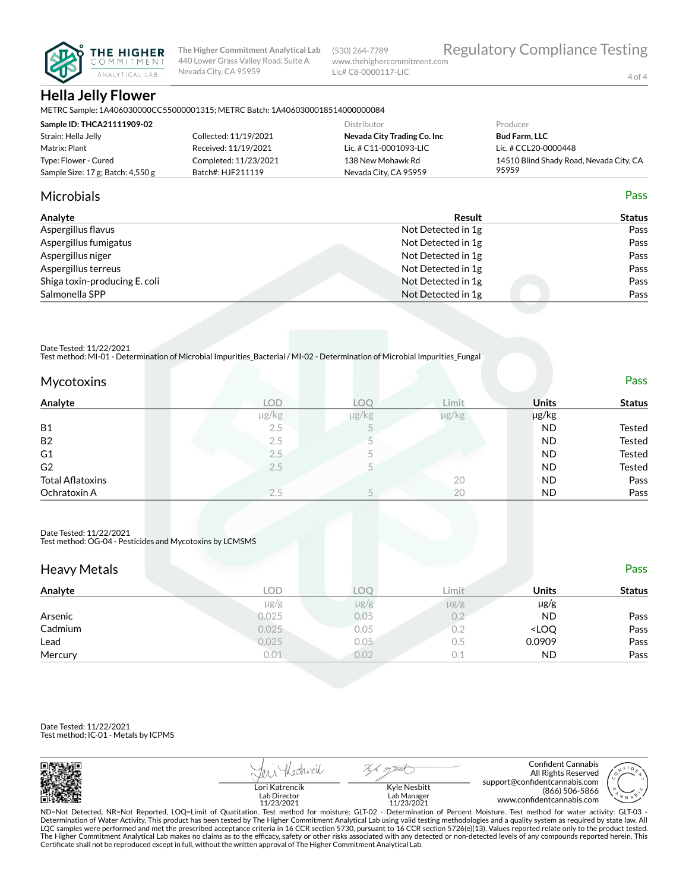**The Higher Commitment Analytical Lab**
440 Lower Grass Valley Road, Suite A
Nevada City, CA 95959

(530) 264-7789
www.thehighercommitment.com
Lic# C8-0000117-LIC

Regulatory Compliance Testing

# Hella Jelly Flower

METRC Sample: 1A406030000CC55000001315; METRC Batch: 1A4060300018514000000084

| **Sample ID: THCA21111909-02** | | Distributor | Producer |
|---|---|---|---|
| Strain: Hella Jelly | Collected: 11/19/2021 | **Nevada City Trading Co. Inc** | **Bud Farm, LLC** |
| Matrix: Plant | Received: 11/19/2021 | Lic. # C11-0001093-LIC | Lic. # CCL20-0000448 |
| Type: Flower - Cured | Completed: 11/23/2021 | 138 New Mohawk Rd | 14510 Blind Shady Road, Nevada City, CA 95959 |
| Sample Size: 17 g; Batch: 4,550 g | Batch#: HJF211119 | Nevada City, CA 95959 | |

## Microbials

Pass

| Analyte | Result | Status |
|---|---|---|
| Aspergillus flavus | Not Detected in 1g | Pass |
| Aspergillus fumigatus | Not Detected in 1g | Pass |
| Aspergillus niger | Not Detected in 1g | Pass |
| Aspergillus terreus | Not Detected in 1g | Pass |
| Shiga toxin-producing E. coli | Not Detected in 1g | Pass |
| Salmonella SPP | Not Detected in 1g | Pass |

Date Tested: 11/22/2021
Test method: MI-01 - Determination of Microbial Impurities_Bacterial / MI-02 - Determination of Microbial Impurities_Fungal

## Mycotoxins

Pass

| Analyte | LOD | LOQ | Limit | Units | Status |
|---|---|---|---|---|---|
| | µg/kg | µg/kg | µg/kg | µg/kg | |
| B1 | 2.5 | 5 | | ND | Tested |
| B2 | 2.5 | 5 | | ND | Tested |
| G1 | 2.5 | 5 | | ND | Tested |
| G2 | 2.5 | 5 | | ND | Tested |
| Total Aflatoxins | | | 20 | ND | Pass |
| Ochratoxin A | 2.5 | 5 | 20 | ND | Pass |

Date Tested: 11/22/2021
Test method: OG-04 - Pesticides and Mycotoxins by LCMSMS

## Heavy Metals

Pass

| Analyte | LOD | LOQ | Limit | Units | Status |
|---|---|---|---|---|---|
| | µg/g | µg/g | µg/g | µg/g | |
| Arsenic | 0.025 | 0.05 | 0.2 | ND | Pass |
| Cadmium | 0.025 | 0.05 | 0.2 | <LOQ | Pass |
| Lead | 0.025 | 0.05 | 0.5 | 0.0909 | Pass |
| Mercury | 0.01 | 0.02 | 0.1 | ND | Pass |

Date Tested: 11/22/2021
Test method: IC-01 - Metals by ICPMS

Lori Katrencik
Lab Director
11/23/2021

Kyle Nesbitt
Lab Manager
11/23/2021

Confident Cannabis
All Rights Reserved
support@confidentcannabis.com
(866) 506-5866
www.confidentcannabis.com

ND=Not Detected, NR=Not Reported, LOQ=Limit of Quatitation. Test method for moisture: GLT-02 - Determination of Percent Moisture. Test method for water activity: GLT-03 - Determination of Water Activity. This product has been tested by The Higher Commitment Analytical Lab using valid testing methodologies and a quality system as required by state law. All LQC samples were performed and met the prescribed acceptance criteria in 16 CCR section 5730, pursuant to 16 CCR section 5726(e)(13). Values reported relate only to the product tested. The Higher Commitment Analytical Lab makes no claims as to the efficacy, safety or other risks associated with any detected or non-detected levels of any compounds reported herein. This Certificate shall not be reproduced except in full, without the written approval of The Higher Commitment Analytical Lab.